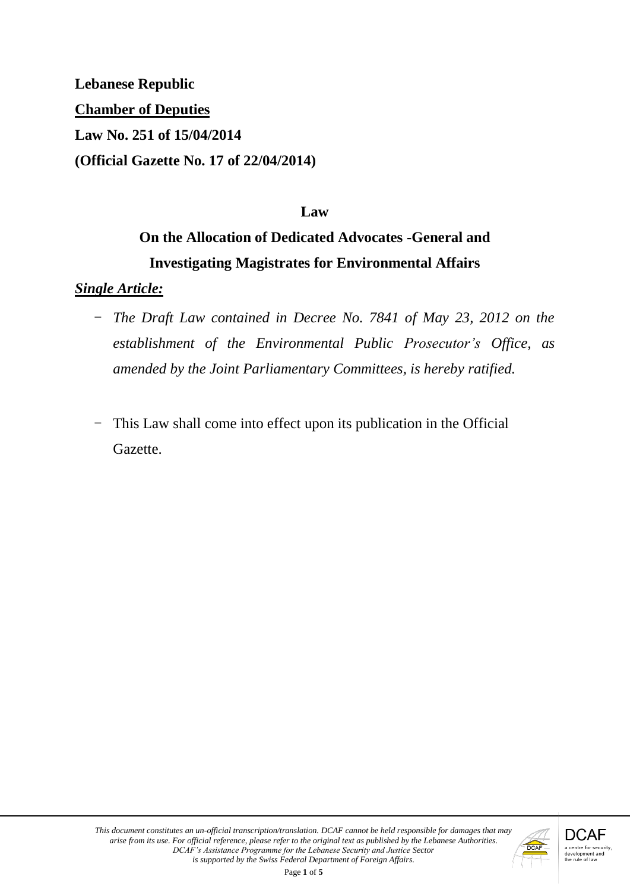**Lebanese Republic**

**Chamber of Deputies**

**Law No. 251 of 15/04/2014**

**(Official Gazette No. 17 of 22/04/2014)**

# Law

## On the Allocation of Dedicated Advocates -General and Investigating Magistrates for Environmental Affairs

***Single Article:***

- *The Draft Law contained in Decree No. 7841 of May 23, 2012 on the establishment of the Environmental Public Prosecutor's Office, as amended by the Joint Parliamentary Committees, is hereby ratified.*

- This Law shall come into effect upon its publication in the Official Gazette.

*This document constitutes an un-official transcription/translation. DCAF cannot be held responsible for damages that may arise from its use. For official reference, please refer to the original text as published by the Lebanese Authorities. DCAF's Assistance Programme for the Lebanese Security and Justice Sector is supported by the Swiss Federal Department of Foreign Affairs.*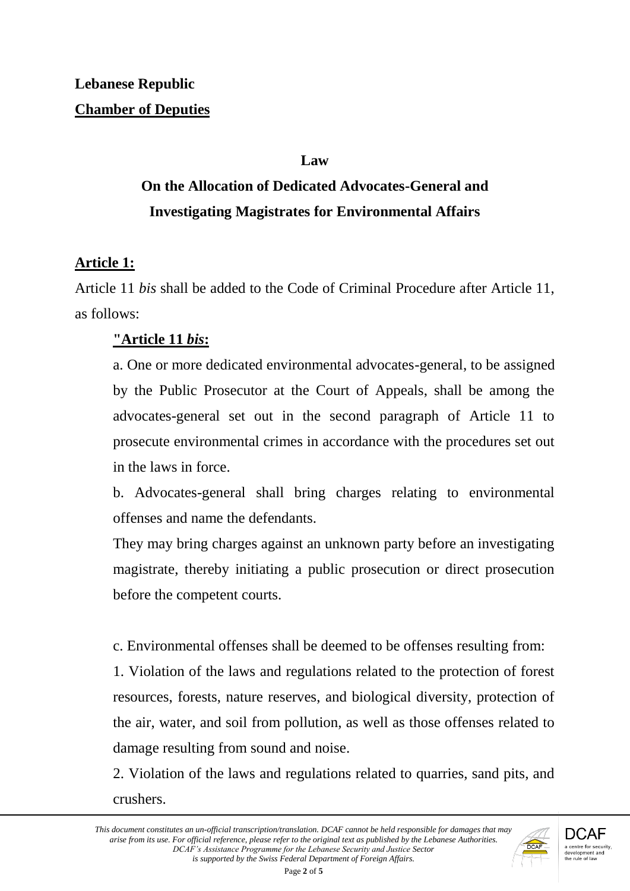**Lebanese Republic**

**Chamber of Deputies**

**Law**

**On the Allocation of Dedicated Advocates-General and Investigating Magistrates for Environmental Affairs**

**Article 1:**

Article 11 *bis* shall be added to the Code of Criminal Procedure after Article 11, as follows:

> **"Article 11 *bis*:**
>
> a. One or more dedicated environmental advocates-general, to be assigned by the Public Prosecutor at the Court of Appeals, shall be among the advocates-general set out in the second paragraph of Article 11 to prosecute environmental crimes in accordance with the procedures set out in the laws in force.
>
> b. Advocates-general shall bring charges relating to environmental offenses and name the defendants.
>
> They may bring charges against an unknown party before an investigating magistrate, thereby initiating a public prosecution or direct prosecution before the competent courts.
>
> c. Environmental offenses shall be deemed to be offenses resulting from:
>
> 1. Violation of the laws and regulations related to the protection of forest resources, forests, nature reserves, and biological diversity, protection of the air, water, and soil from pollution, as well as those offenses related to damage resulting from sound and noise.
>
> 2. Violation of the laws and regulations related to quarries, sand pits, and crushers.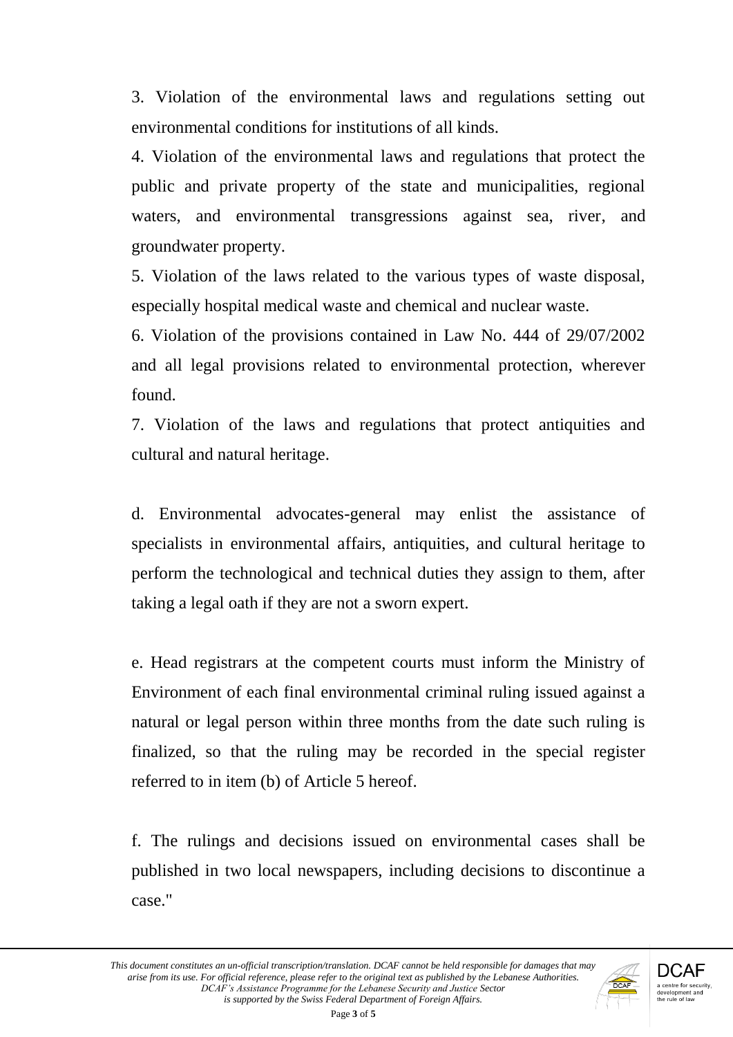3. Violation of the environmental laws and regulations setting out environmental conditions for institutions of all kinds.

4. Violation of the environmental laws and regulations that protect the public and private property of the state and municipalities, regional waters, and environmental transgressions against sea, river, and groundwater property.

5. Violation of the laws related to the various types of waste disposal, especially hospital medical waste and chemical and nuclear waste.

6. Violation of the provisions contained in Law No. 444 of 29/07/2002 and all legal provisions related to environmental protection, wherever found.

7. Violation of the laws and regulations that protect antiquities and cultural and natural heritage.

d. Environmental advocates-general may enlist the assistance of specialists in environmental affairs, antiquities, and cultural heritage to perform the technological and technical duties they assign to them, after taking a legal oath if they are not a sworn expert.

e. Head registrars at the competent courts must inform the Ministry of Environment of each final environmental criminal ruling issued against a natural or legal person within three months from the date such ruling is finalized, so that the ruling may be recorded in the special register referred to in item (b) of Article 5 hereof.

f. The rulings and decisions issued on environmental cases shall be published in two local newspapers, including decisions to discontinue a case."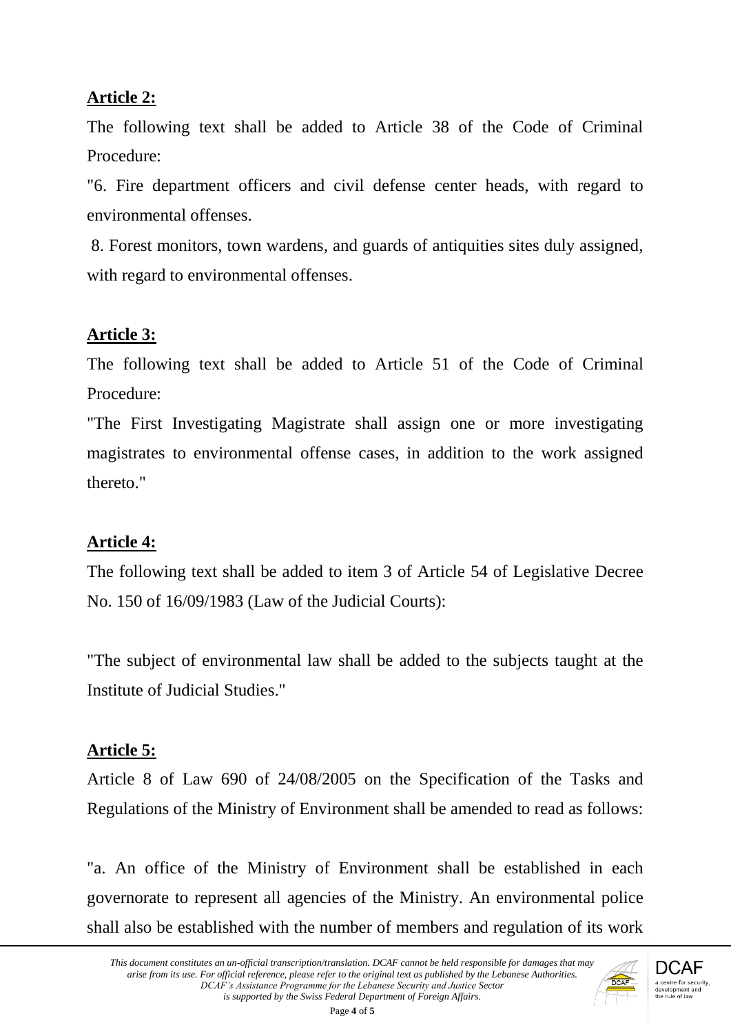**Article 2:**

The following text shall be added to Article 38 of the Code of Criminal Procedure:

"6. Fire department officers and civil defense center heads, with regard to environmental offenses.

8. Forest monitors, town wardens, and guards of antiquities sites duly assigned, with regard to environmental offenses.

**Article 3:**

The following text shall be added to Article 51 of the Code of Criminal Procedure:

"The First Investigating Magistrate shall assign one or more investigating magistrates to environmental offense cases, in addition to the work assigned thereto."

**Article 4:**

The following text shall be added to item 3 of Article 54 of Legislative Decree No. 150 of 16/09/1983 (Law of the Judicial Courts):

"The subject of environmental law shall be added to the subjects taught at the Institute of Judicial Studies."

**Article 5:**

Article 8 of Law 690 of 24/08/2005 on the Specification of the Tasks and Regulations of the Ministry of Environment shall be amended to read as follows:

"a. An office of the Ministry of Environment shall be established in each governorate to represent all agencies of the Ministry. An environmental police shall also be established with the number of members and regulation of its work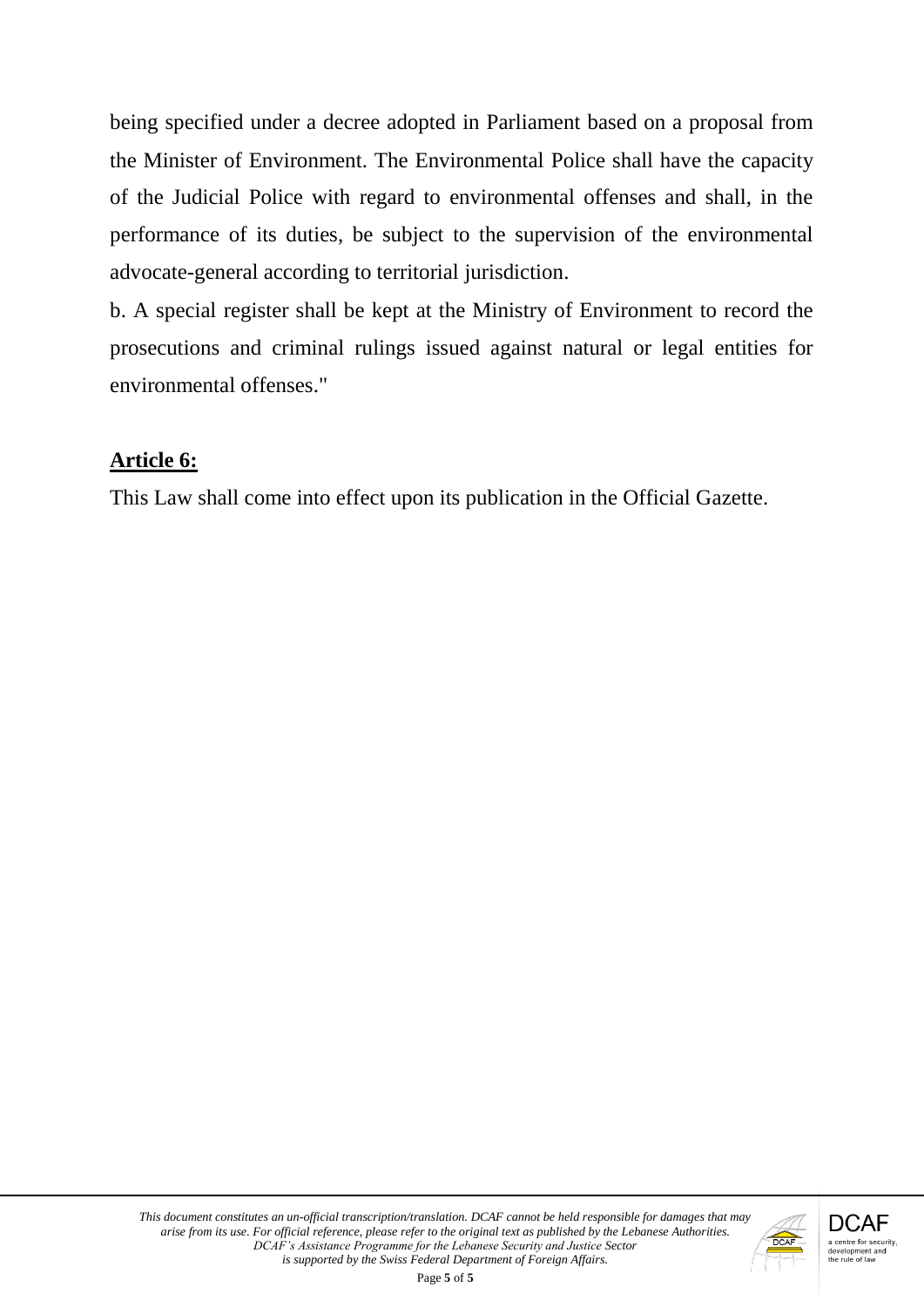being specified under a decree adopted in Parliament based on a proposal from the Minister of Environment. The Environmental Police shall have the capacity of the Judicial Police with regard to environmental offenses and shall, in the performance of its duties, be subject to the supervision of the environmental advocate-general according to territorial jurisdiction.

b. A special register shall be kept at the Ministry of Environment to record the prosecutions and criminal rulings issued against natural or legal entities for environmental offenses."

**Article 6:**

This Law shall come into effect upon its publication in the Official Gazette.